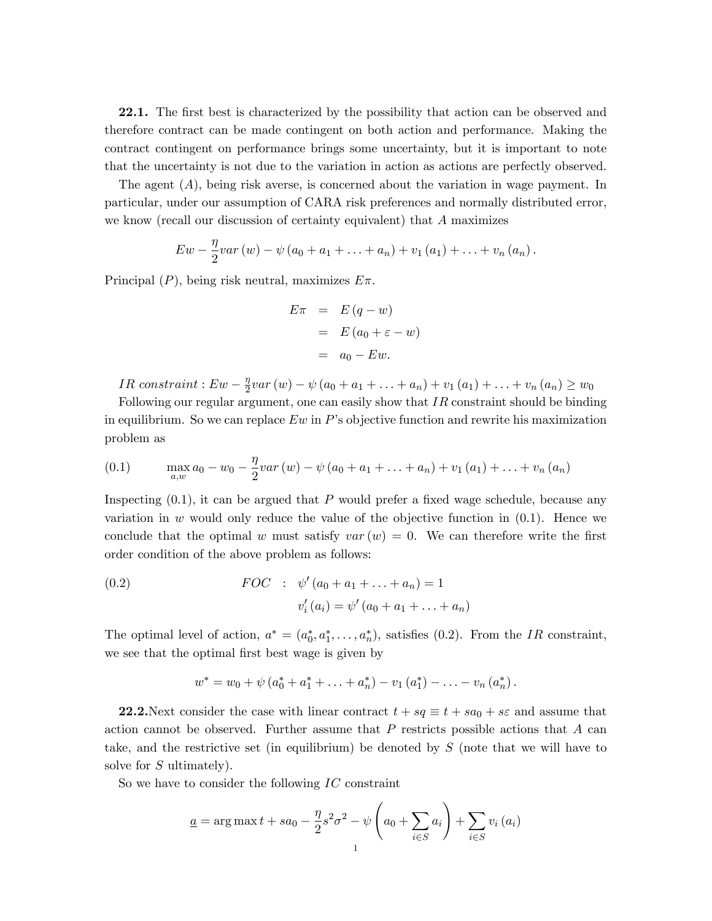**22.1.** The first best is characterized by the possibility that action can be observed and therefore contract can be made contingent on both action and performance. Making the contract contingent on performance brings some uncertainty, but it is important to note that the uncertainty is not due to the variation in action as actions are perfectly observed.

The agent ($A$), being risk averse, is concerned about the variation in wage payment. In particular, under our assumption of CARA risk preferences and normally distributed error, we know (recall our discussion of certainty equivalent) that $A$ maximizes

$$Ew - \frac{\eta}{2} var(w) - \psi(a_0 + a_1 + \ldots + a_n) + v_1(a_1) + \ldots + v_n(a_n).$$

Principal ($P$), being risk neutral, maximizes $E\pi$.

$$\begin{aligned} E\pi &= E(q - w) \\ &= E(a_0 + \varepsilon - w) \\ &= a_0 - Ew. \end{aligned}$$

*IR constraint* : $Ew - \frac{\eta}{2} var(w) - \psi(a_0 + a_1 + \ldots + a_n) + v_1(a_1) + \ldots + v_n(a_n) \geq w_0$

Following our regular argument, one can easily show that $IR$ constraint should be binding in equilibrium. So we can replace $Ew$ in $P$'s objective function and rewrite his maximization problem as

$$\max_{a,w} a_0 - w_0 - \frac{\eta}{2} var(w) - \psi(a_0 + a_1 + \ldots + a_n) + v_1(a_1) + \ldots + v_n(a_n) \tag{0.1}$$

Inspecting (0.1), it can be argued that $P$ would prefer a fixed wage schedule, because any variation in $w$ would only reduce the value of the objective function in (0.1). Hence we conclude that the optimal $w$ must satisfy $var(w) = 0$. We can therefore write the first order condition of the above problem as follows:

$$\begin{aligned} FOC \quad : \quad & \psi'(a_0 + a_1 + \ldots + a_n) = 1 \\ & v_i'(a_i) = \psi'(a_0 + a_1 + \ldots + a_n) \end{aligned} \tag{0.2}$$

The optimal level of action, $a^* = (a_0^*, a_1^*, \ldots, a_n^*)$, satisfies (0.2). From the $IR$ constraint, we see that the optimal first best wage is given by

$$w^* = w_0 + \psi(a_0^* + a_1^* + \ldots + a_n^*) - v_1(a_1^*) - \ldots - v_n(a_n^*).$$

**22.2.** Next consider the case with linear contract $t + sq \equiv t + sa_0 + s\varepsilon$ and assume that action cannot be observed. Further assume that $P$ restricts possible actions that $A$ can take, and the restrictive set (in equilibrium) be denoted by $S$ (note that we will have to solve for $S$ ultimately).

So we have to consider the following $IC$ constraint

$$\underline{a} = \arg\max t + sa_0 - \frac{\eta}{2} s^2 \sigma^2 - \psi\left(a_0 + \sum_{i \in S} a_i\right) + \sum_{i \in S} v_i(a_i)$$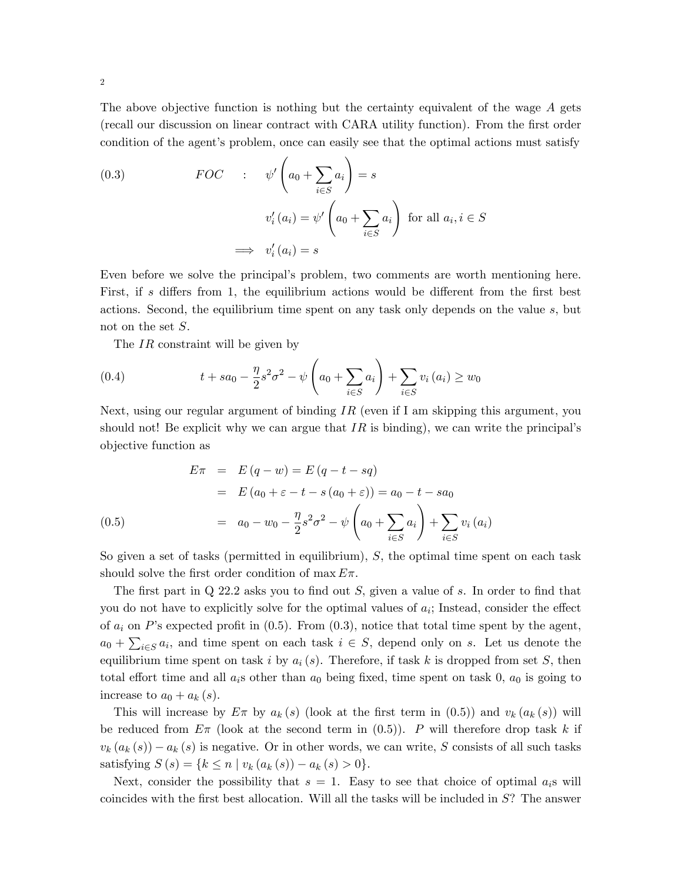The above objective function is nothing but the certainty equivalent of the wage $A$ gets (recall our discussion on linear contract with CARA utility function). From the first order condition of the agent's problem, once can easily see that the optimal actions must satisfy

$$
\begin{aligned}
FOC \quad &: \quad \psi'\left(a_0 + \sum_{i \in S} a_i\right) = s \\
&\qquad v_i'(a_i) = \psi'\left(a_0 + \sum_{i \in S} a_i\right) \text{ for all } a_i, i \in S \\
&\implies v_i'(a_i) = s
\end{aligned}
\tag{0.3}
$$

Even before we solve the principal's problem, two comments are worth mentioning here. First, if $s$ differs from 1, the equilibrium actions would be different from the first best actions. Second, the equilibrium time spent on any task only depends on the value $s$, but not on the set $S$.

The $IR$ constraint will be given by

$$
t + sa_0 - \frac{\eta}{2}s^2\sigma^2 - \psi\left(a_0 + \sum_{i \in S} a_i\right) + \sum_{i \in S} v_i(a_i) \geq w_0 \tag{0.4}
$$

Next, using our regular argument of binding $IR$ (even if I am skipping this argument, you should not! Be explicit why we can argue that $IR$ is binding), we can write the principal's objective function as

$$
\begin{aligned}
E\pi &= E(q - w) = E(q - t - sq) \\
&= E(a_0 + \varepsilon - t - s(a_0 + \varepsilon)) = a_0 - t - sa_0 \\
&= a_0 - w_0 - \frac{\eta}{2}s^2\sigma^2 - \psi\left(a_0 + \sum_{i \in S} a_i\right) + \sum_{i \in S} v_i(a_i)
\end{aligned}
\tag{0.5}
$$

So given a set of tasks (permitted in equilibrium), $S$, the optimal time spent on each task should solve the first order condition of $\max E\pi$.

The first part in Q 22.2 asks you to find out $S$, given a value of $s$. In order to find that you do not have to explicitly solve for the optimal values of $a_i$; Instead, consider the effect of $a_i$ on $P$'s expected profit in (0.5). From (0.3), notice that total time spent by the agent, $a_0 + \sum_{i \in S} a_i$, and time spent on each task $i \in S$, depend only on $s$. Let us denote the equilibrium time spent on task $i$ by $a_i(s)$. Therefore, if task $k$ is dropped from set $S$, then total effort time and all $a_i$s other than $a_0$ being fixed, time spent on task 0, $a_0$ is going to increase to $a_0 + a_k(s)$.

This will increase by $E\pi$ by $a_k(s)$ (look at the first term in (0.5)) and $v_k(a_k(s))$ will be reduced from $E\pi$ (look at the second term in (0.5)). $P$ will therefore drop task $k$ if $v_k(a_k(s)) - a_k(s)$ is negative. Or in other words, we can write, $S$ consists of all such tasks satisfying $S(s) = \{k \leq n \mid v_k(a_k(s)) - a_k(s) > 0\}$.

Next, consider the possibility that $s = 1$. Easy to see that choice of optimal $a_i$s will coincides with the first best allocation. Will all the tasks will be included in $S$? The answer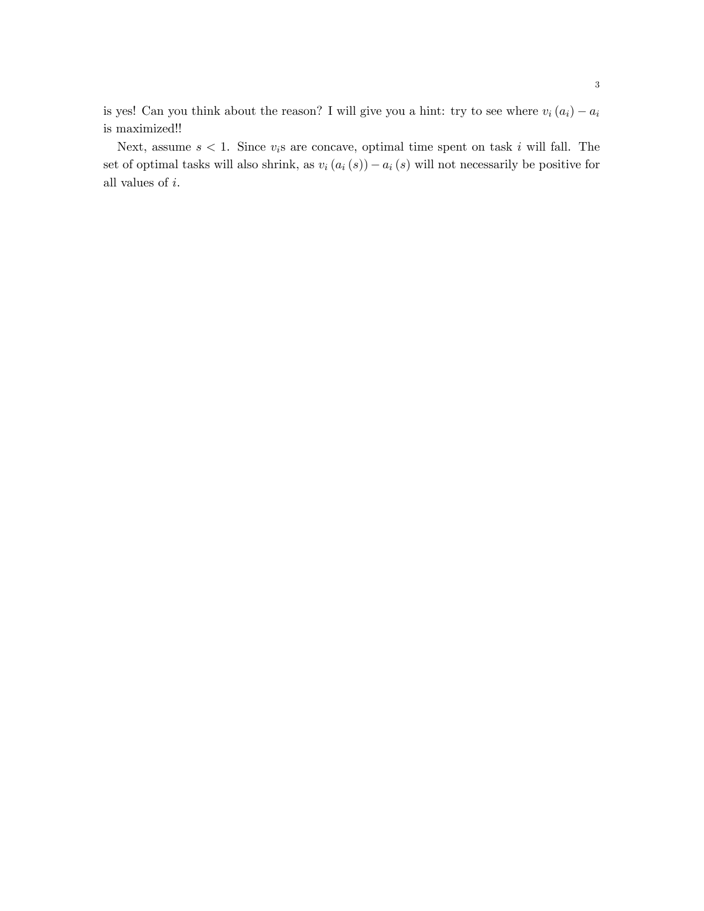is yes! Can you think about the reason? I will give you a hint: try to see where $v_i(a_i) - a_i$ is maximized!!

Next, assume $s < 1$. Since $v_i$s are concave, optimal time spent on task $i$ will fall. The set of optimal tasks will also shrink, as $v_i(a_i(s)) - a_i(s)$ will not necessarily be positive for all values of $i$.